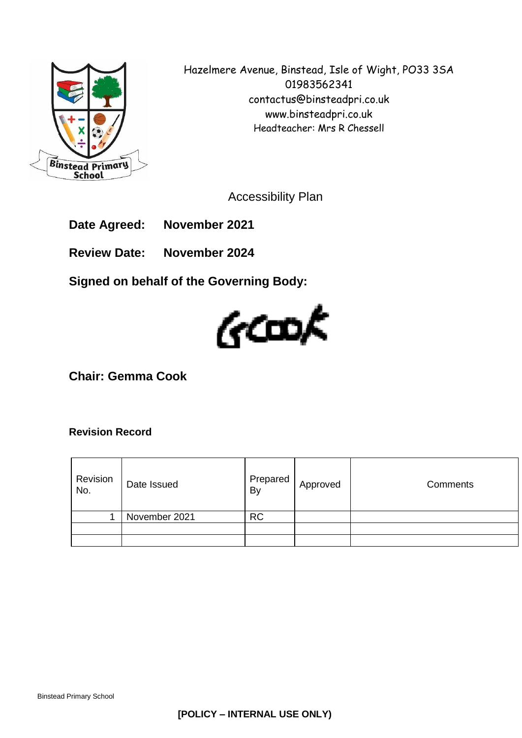Hazelmere Avenue, Binstead, Isle of Wight, PO33 3SA
01983562341
contactus@binsteadpri.co.uk
www.binsteadpri.co.uk
Headteacher: Mrs R Chessell

# Accessibility Plan

**Date Agreed: November 2021**

**Review Date: November 2024**

**Signed on behalf of the Governing Body:**

GCook

**Chair: Gemma Cook**

**Revision Record**

| Revision No. | Date Issued | Prepared By | Approved | Comments |
|---|---|---|---|---|
| 1 | November 2021 | RC | | |
| | | | | |
| | | | | |

**[POLICY – INTERNAL USE ONLY)**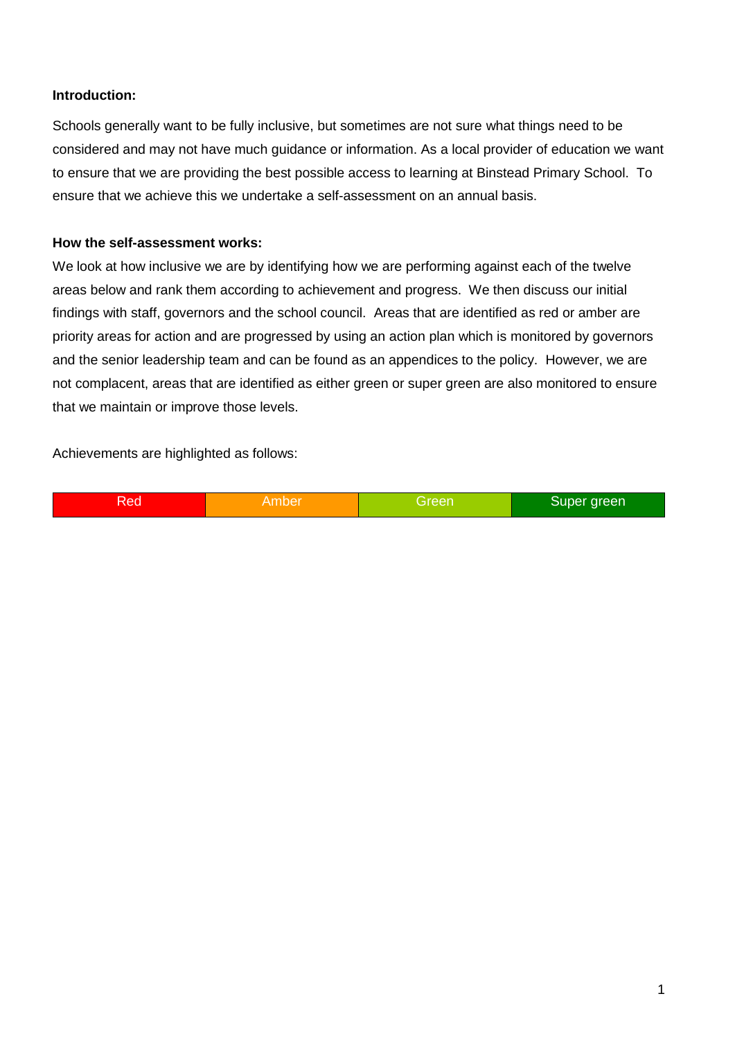**Introduction:**

Schools generally want to be fully inclusive, but sometimes are not sure what things need to be considered and may not have much guidance or information. As a local provider of education we want to ensure that we are providing the best possible access to learning at Binstead Primary School. To ensure that we achieve this we undertake a self-assessment on an annual basis.

**How the self-assessment works:**

We look at how inclusive we are by identifying how we are performing against each of the twelve areas below and rank them according to achievement and progress. We then discuss our initial findings with staff, governors and the school council. Areas that are identified as red or amber are priority areas for action and are progressed by using an action plan which is monitored by governors and the senior leadership team and can be found as an appendices to the policy. However, we are not complacent, areas that are identified as either green or super green are also monitored to ensure that we maintain or improve those levels.

Achievements are highlighted as follows:

| Red | Amber | Green | Super green |
|---|---|---|---|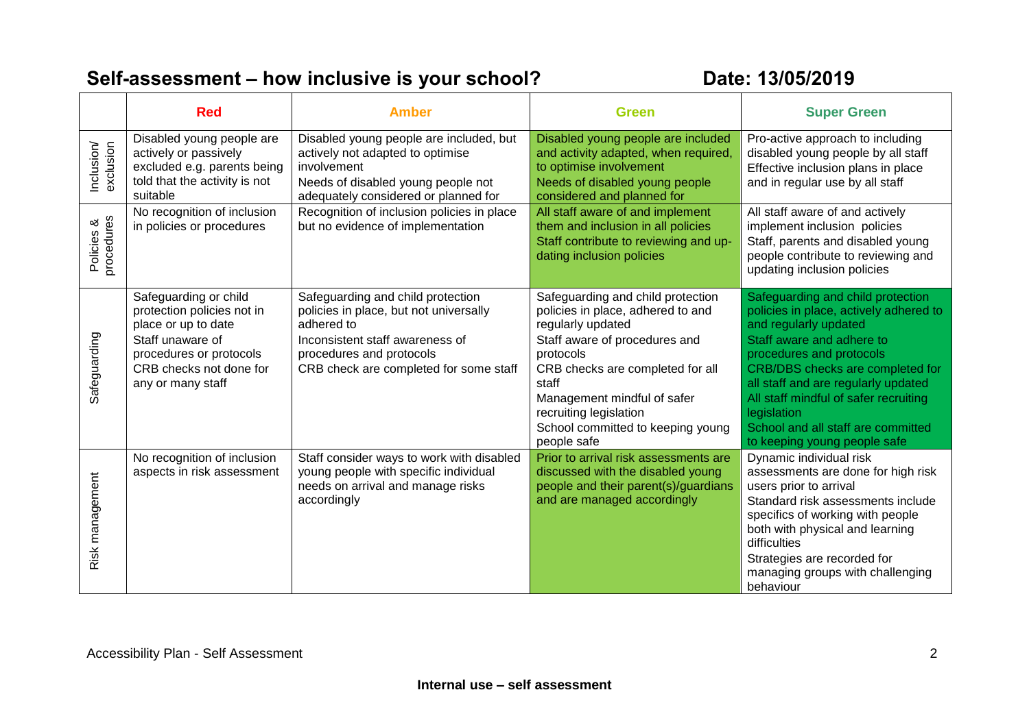# Self-assessment – how inclusive is your school?

**Date: 13/05/2019**

| | Red | Amber | Green | Super Green |
|---|---|---|---|---|
| Inclusion/ exclusion | Disabled young people are actively or passively excluded e.g. parents being told that the activity is not suitable | Disabled young people are included, but actively not adapted to optimise involvement<br>Needs of disabled young people not adequately considered or planned for | Disabled young people are included and activity adapted, when required, to optimise involvement<br>Needs of disabled young people considered and planned for | Pro-active approach to including disabled young people by all staff<br>Effective inclusion plans in place and in regular use by all staff |
| Policies & procedures | No recognition of inclusion in policies or procedures | Recognition of inclusion policies in place but no evidence of implementation | All staff aware of and implement them and inclusion in all policies<br>Staff contribute to reviewing and up-dating inclusion policies | All staff aware of and actively implement inclusion policies<br>Staff, parents and disabled young people contribute to reviewing and updating inclusion policies |
| Safeguarding | Safeguarding or child protection policies not in place or up to date<br>Staff unaware of procedures or protocols<br>CRB checks not done for any or many staff | Safeguarding and child protection policies in place, but not universally adhered to<br>Inconsistent staff awareness of procedures and protocols<br>CRB check are completed for some staff | Safeguarding and child protection policies in place, adhered to and regularly updated<br>Staff aware of procedures and protocols<br>CRB checks are completed for all staff<br>Management mindful of safer recruiting legislation<br>School committed to keeping young people safe | Safeguarding and child protection policies in place, actively adhered to and regularly updated<br>Staff aware and adhere to procedures and protocols<br>CRB/DBS checks are completed for all staff and are regularly updated<br>All staff mindful of safer recruiting legislation<br>School and all staff are committed to keeping young people safe |
| Risk management | No recognition of inclusion aspects in risk assessment | Staff consider ways to work with disabled young people with specific individual needs on arrival and manage risks accordingly | Prior to arrival risk assessments are discussed with the disabled young people and their parent(s)/guardians and are managed accordingly | Dynamic individual risk assessments are done for high risk users prior to arrival<br>Standard risk assessments include specifics of working with people both with physical and learning difficulties<br>Strategies are recorded for managing groups with challenging behaviour |

Accessibility Plan - Self Assessment

**Internal use – self assessment**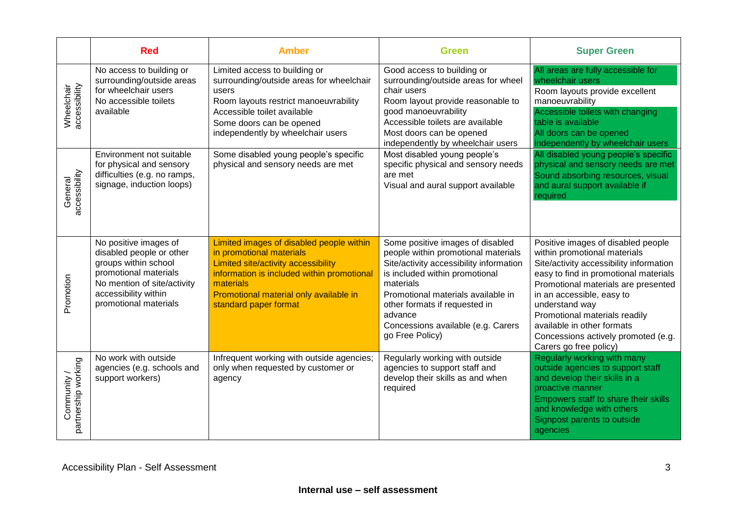| | Red | Amber | Green | Super Green |
|---|---|---|---|---|
| Wheelchair accessibility | No access to building or surrounding/outside areas for wheelchair users<br>No accessible toilets available | Limited access to building or surrounding/outside areas for wheelchair users<br>Room layouts restrict manoeuvrability<br>Accessible toilet available<br>Some doors can be opened independently by wheelchair users | Good access to building or surrounding/outside areas for wheel chair users<br>Room layout provide reasonable to good manoeuvrability<br>Accessible toilets are available<br>Most doors can be opened independently by wheelchair users | All areas are fully accessible for wheelchair users<br>Room layouts provide excellent manoeuvrability<br>Accessible toilets with changing table is available<br>All doors can be opened independently by wheelchair users |
| General accessibility | Environment not suitable for physical and sensory difficulties (e.g. no ramps, signage, induction loops) | Some disabled young people's specific physical and sensory needs are met | Most disabled young people's specific physical and sensory needs are met<br>Visual and aural support available | All disabled young people's specific physical and sensory needs are met<br>Sound absorbing resources, visual and aural support available if required |
| Promotion | No positive images of disabled people or other groups within school promotional materials<br>No mention of site/activity accessibility within promotional materials | Limited images of disabled people within in promotional materials<br>Limited site/activity accessibility information is included within promotional materials<br>Promotional material only available in standard paper format | Some positive images of disabled people within promotional materials<br>Site/activity accessibility information is included within promotional materials<br>Promotional materials available in other formats if requested in advance<br>Concessions available (e.g. Carers go Free Policy) | Positive images of disabled people within promotional materials<br>Site/activity accessibility information easy to find in promotional materials<br>Promotional materials are presented in an accessible, easy to understand way<br>Promotional materials readily available in other formats<br>Concessions actively promoted (e.g. Carers go free policy) |
| Community / partnership working | No work with outside agencies (e.g. schools and support workers) | Infrequent working with outside agencies; only when requested by customer or agency | Regularly working with outside agencies to support staff and develop their skills as and when required | Regularly working with many outside agencies to support staff and develop their skills in a proactive manner<br>Empowers staff to share their skills and knowledge with others<br>Signpost parents to outside agencies |

Accessibility Plan - Self Assessment

**Internal use – self assessment**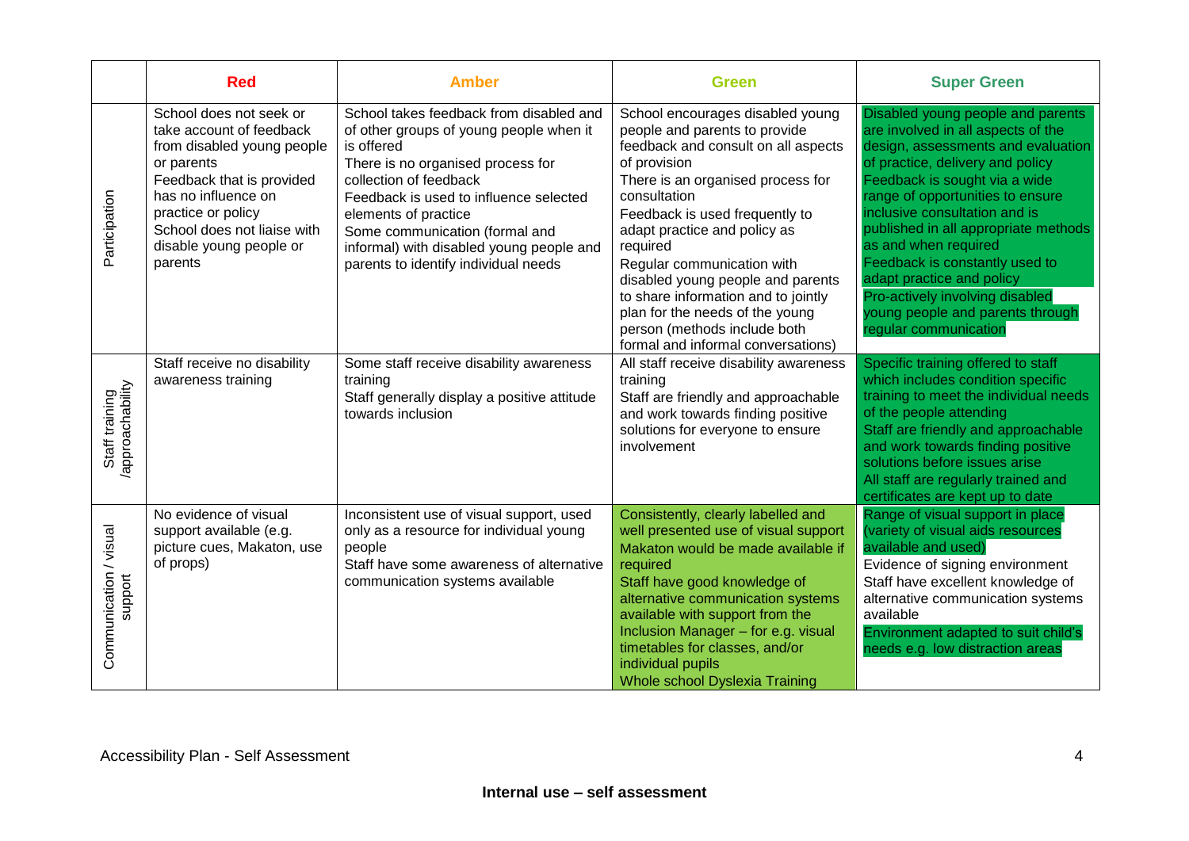| | Red | Amber | Green | Super Green |
|---|---|---|---|---|
| Participation | School does not seek or take account of feedback from disabled young people or parents<br>Feedback that is provided has no influence on practice or policy<br>School does not liaise with disable young people or parents | School takes feedback from disabled and of other groups of young people when it is offered<br>There is no organised process for collection of feedback<br>Feedback is used to influence selected elements of practice<br>Some communication (formal and informal) with disabled young people and parents to identify individual needs | School encourages disabled young people and parents to provide feedback and consult on all aspects of provision<br>There is an organised process for consultation<br>Feedback is used frequently to adapt practice and policy as required<br>Regular communication with disabled young people and parents to share information and to jointly plan for the needs of the young person (methods include both formal and informal conversations) | Disabled young people and parents are involved in all aspects of the design, assessments and evaluation of practice, delivery and policy<br>Feedback is sought via a wide range of opportunities to ensure inclusive consultation and is published in all appropriate methods as and when required<br>Feedback is constantly used to adapt practice and policy<br>Pro-actively involving disabled young people and parents through regular communication |
| Staff training /approachability | Staff receive no disability awareness training | Some staff receive disability awareness training<br>Staff generally display a positive attitude towards inclusion | All staff receive disability awareness training<br>Staff are friendly and approachable and work towards finding positive solutions for everyone to ensure involvement | Specific training offered to staff which includes condition specific training to meet the individual needs of the people attending<br>Staff are friendly and approachable and work towards finding positive solutions before issues arise<br>All staff are regularly trained and certificates are kept up to date |
| Communication / visual support | No evidence of visual support available (e.g. picture cues, Makaton, use of props) | Inconsistent use of visual support, used only as a resource for individual young people<br>Staff have some awareness of alternative communication systems available | Consistently, clearly labelled and well presented use of visual support<br>Makaton would be made available if required<br>Staff have good knowledge of alternative communication systems available with support from the Inclusion Manager – for e.g. visual timetables for classes, and/or individual pupils<br>Whole school Dyslexia Training | Range of visual support in place (variety of visual aids resources available and used)<br>Evidence of signing environment<br>Staff have excellent knowledge of alternative communication systems available<br>Environment adapted to suit child's needs e.g. low distraction areas |

Internal use – self assessment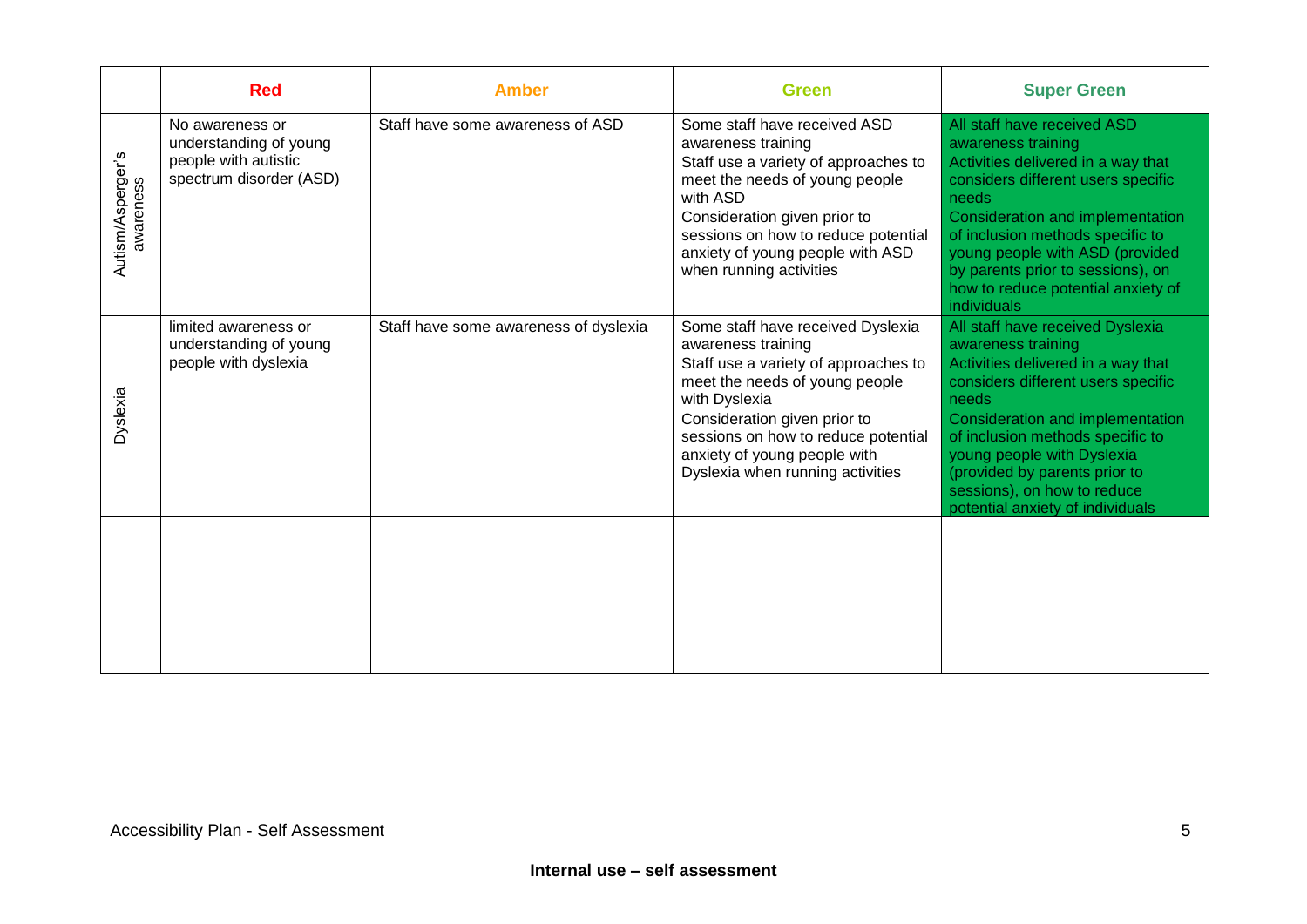| | Red | Amber | Green | Super Green |
|---|---|---|---|---|
| Autism/Asperger's awareness | No awareness or understanding of young people with autistic spectrum disorder (ASD) | Staff have some awareness of ASD | Some staff have received ASD awareness training<br>Staff use a variety of approaches to meet the needs of young people with ASD<br>Consideration given prior to sessions on how to reduce potential anxiety of young people with ASD when running activities | All staff have received ASD awareness training<br>Activities delivered in a way that considers different users specific needs<br>Consideration and implementation of inclusion methods specific to young people with ASD (provided by parents prior to sessions), on how to reduce potential anxiety of individuals |
| Dyslexia | limited awareness or understanding of young people with dyslexia | Staff have some awareness of dyslexia | Some staff have received Dyslexia awareness training<br>Staff use a variety of approaches to meet the needs of young people with Dyslexia<br>Consideration given prior to sessions on how to reduce potential anxiety of young people with Dyslexia when running activities | All staff have received Dyslexia awareness training<br>Activities delivered in a way that considers different users specific needs<br>Consideration and implementation of inclusion methods specific to young people with Dyslexia (provided by parents prior to sessions), on how to reduce potential anxiety of individuals |
| | | | | |

Accessibility Plan - Self Assessment

**Internal use – self assessment**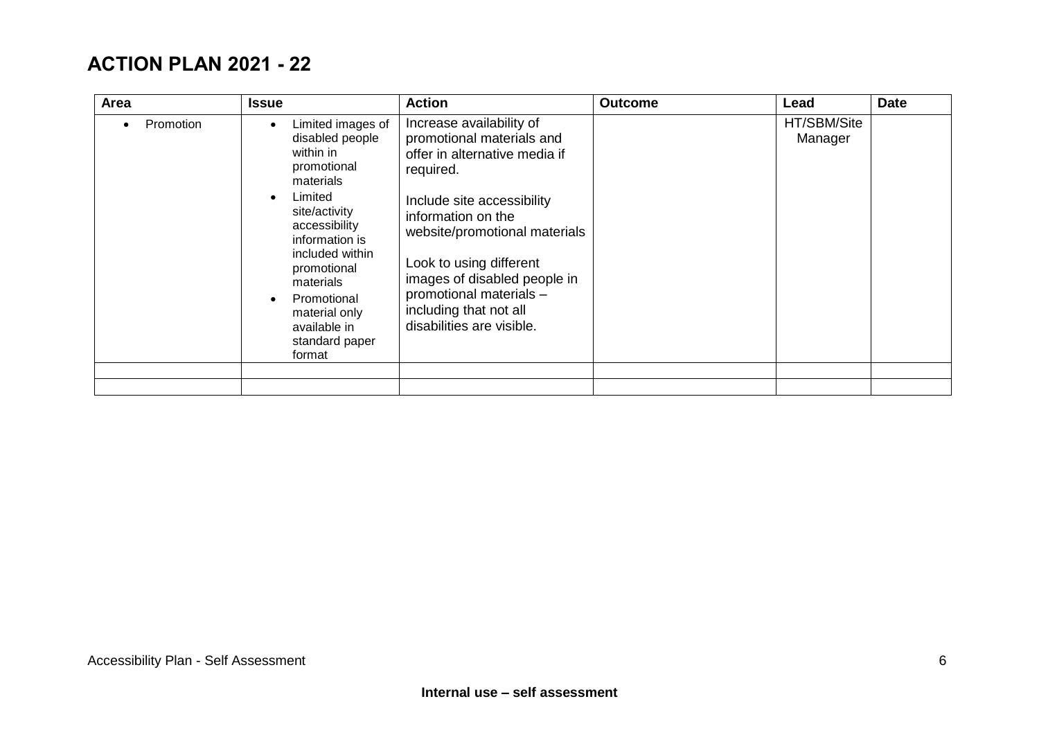## ACTION PLAN 2021 - 22

| Area | Issue | Action | Outcome | Lead | Date |
|---|---|---|---|---|---|
| • Promotion | • Limited images of disabled people within in promotional materials<br>• Limited site/activity accessibility information is included within promotional materials<br>• Promotional material only available in standard paper format | Increase availability of promotional materials and offer in alternative media if required.<br><br>Include site accessibility information on the website/promotional materials<br><br>Look to using different images of disabled people in promotional materials – including that not all disabilities are visible. | | HT/SBM/Site Manager | |
| | | | | | |
| | | | | | |

Accessibility Plan - Self Assessment

**Internal use – self assessment**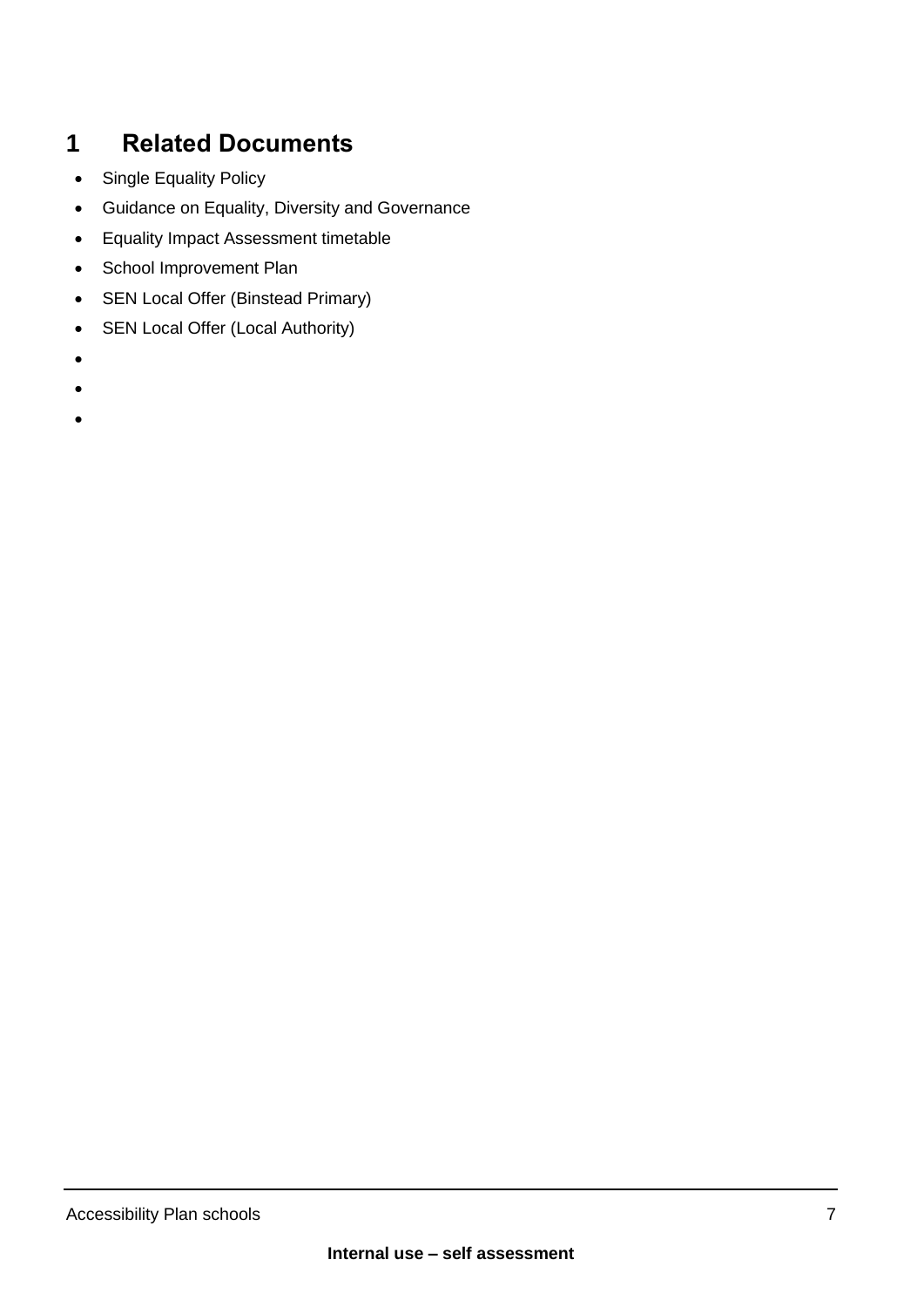# 1 Related Documents

- Single Equality Policy
- Guidance on Equality, Diversity and Governance
- Equality Impact Assessment timetable
- School Improvement Plan
- SEN Local Offer (Binstead Primary)
- SEN Local Offer (Local Authority)
-
-
-

**Internal use – self assessment**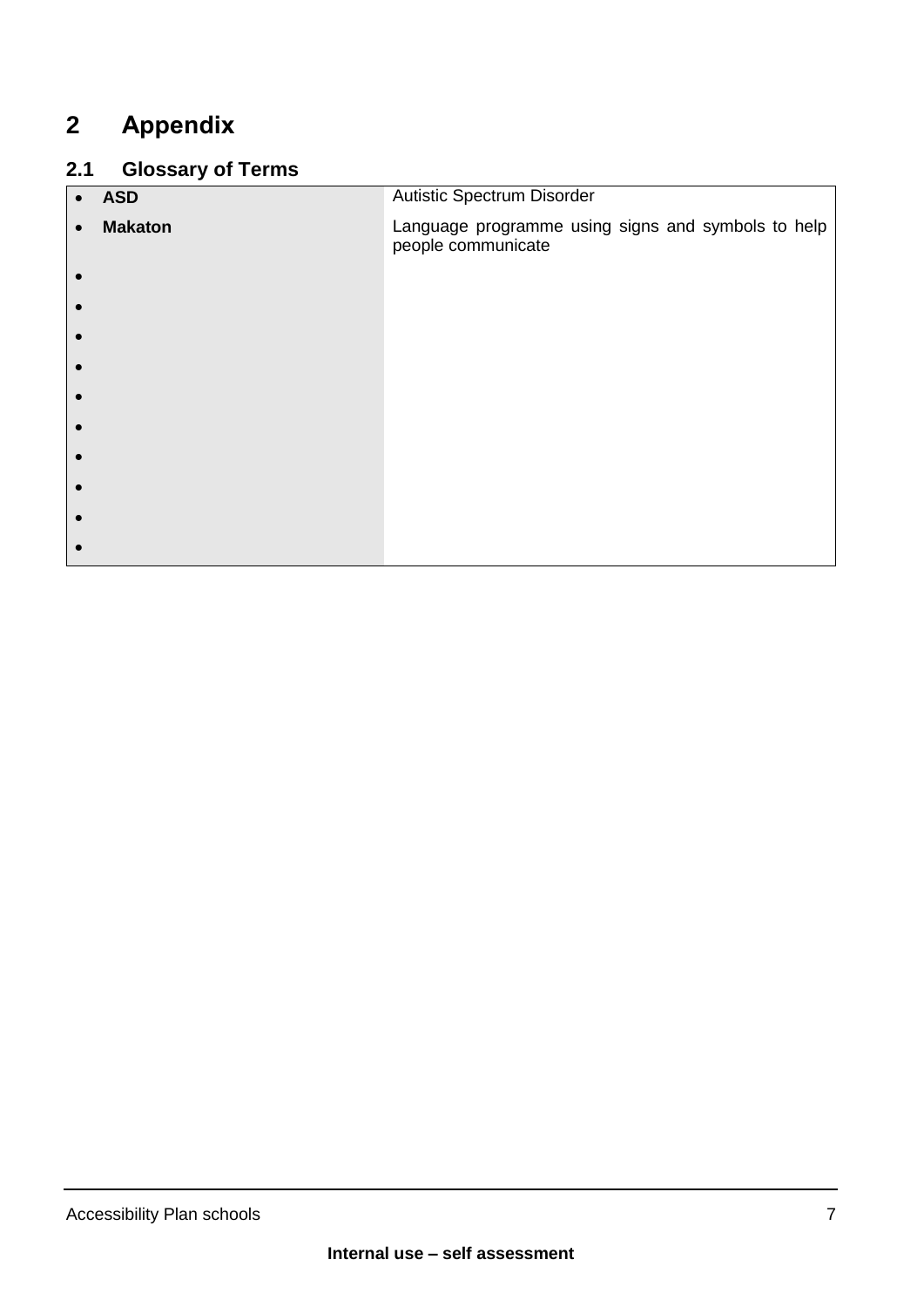# 2 Appendix

## 2.1 Glossary of Terms

| | |
|---|---|
| • **ASD** | Autistic Spectrum Disorder |
| • **Makaton** | Language programme using signs and symbols to help people communicate |
| • | |
| • | |
| • | |
| • | |
| • | |
| • | |
| • | |
| • | |
| • | |
| • | |

**Internal use – self assessment**